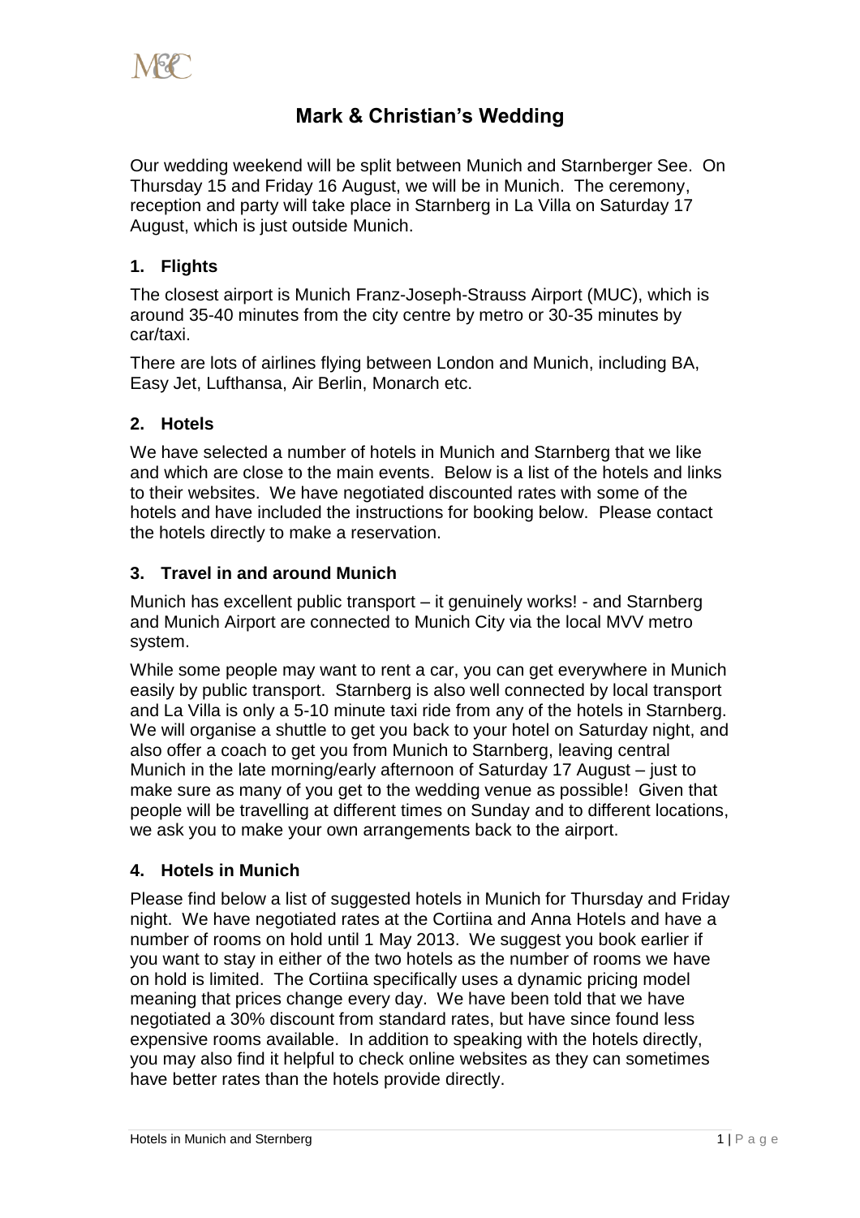# Mark & Christian's Wedding

Our wedding weekend will be split between Munich and Starnberger See. On Thursday 15 and Friday 16 August, we will be in Munich. The ceremony, reception and party will take place in Starnberg in La Villa on Saturday 17 August, which is just outside Munich.

## 1. Flights

The closest airport is Munich Franz-Joseph-Strauss Airport (MUC), which is around 35-40 minutes from the city centre by metro or 30-35 minutes by car/taxi.

There are lots of airlines flying between London and Munich, including BA, Easy Jet, Lufthansa, Air Berlin, Monarch etc.

## 2. Hotels

We have selected a number of hotels in Munich and Starnberg that we like and which are close to the main events. Below is a list of the hotels and links to their websites. We have negotiated discounted rates with some of the hotels and have included the instructions for booking below. Please contact the hotels directly to make a reservation.

## 3. Travel in and around Munich

Munich has excellent public transport – it genuinely works! - and Starnberg and Munich Airport are connected to Munich City via the local MVV metro system.

While some people may want to rent a car, you can get everywhere in Munich easily by public transport. Starnberg is also well connected by local transport and La Villa is only a 5-10 minute taxi ride from any of the hotels in Starnberg. We will organise a shuttle to get you back to your hotel on Saturday night, and also offer a coach to get you from Munich to Starnberg, leaving central Munich in the late morning/early afternoon of Saturday 17 August – just to make sure as many of you get to the wedding venue as possible! Given that people will be travelling at different times on Sunday and to different locations, we ask you to make your own arrangements back to the airport.

## 4. Hotels in Munich

Please find below a list of suggested hotels in Munich for Thursday and Friday night. We have negotiated rates at the Cortiina and Anna Hotels and have a number of rooms on hold until 1 May 2013. We suggest you book earlier if you want to stay in either of the two hotels as the number of rooms we have on hold is limited. The Cortiina specifically uses a dynamic pricing model meaning that prices change every day. We have been told that we have negotiated a 30% discount from standard rates, but have since found less expensive rooms available. In addition to speaking with the hotels directly, you may also find it helpful to check online websites as they can sometimes have better rates than the hotels provide directly.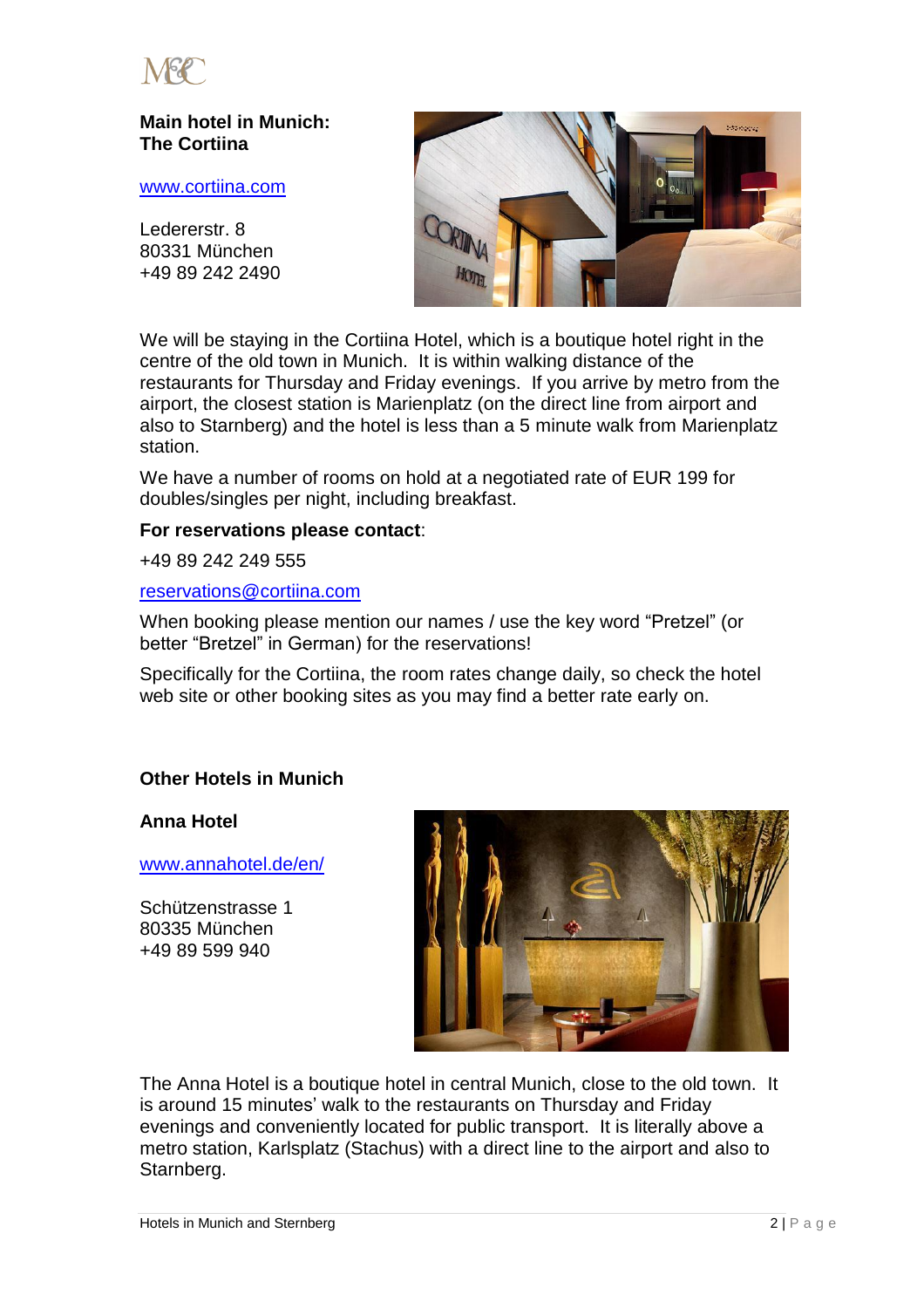**Main hotel in Munich: The Cortiina**

www.cortiina.com

Ledererstr. 8
80331 München
+49 89 242 2490

We will be staying in the Cortiina Hotel, which is a boutique hotel right in the centre of the old town in Munich. It is within walking distance of the restaurants for Thursday and Friday evenings. If you arrive by metro from the airport, the closest station is Marienplatz (on the direct line from airport and also to Starnberg) and the hotel is less than a 5 minute walk from Marienplatz station.

We have a number of rooms on hold at a negotiated rate of EUR 199 for doubles/singles per night, including breakfast.

**For reservations please contact**:

+49 89 242 249 555

reservations@cortiina.com

When booking please mention our names / use the key word "Pretzel" (or better "Bretzel" in German) for the reservations!

Specifically for the Cortiina, the room rates change daily, so check the hotel web site or other booking sites as you may find a better rate early on.

**Other Hotels in Munich**

**Anna Hotel**

www.annahotel.de/en/

Schützenstrasse 1
80335 München
+49 89 599 940

The Anna Hotel is a boutique hotel in central Munich, close to the old town. It is around 15 minutes' walk to the restaurants on Thursday and Friday evenings and conveniently located for public transport. It is literally above a metro station, Karlsplatz (Stachus) with a direct line to the airport and also to Starnberg.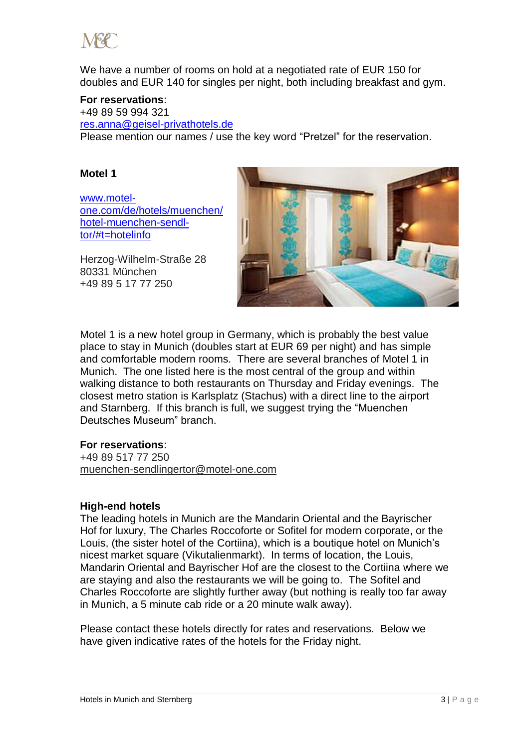We have a number of rooms on hold at a negotiated rate of EUR 150 for doubles and EUR 140 for singles per night, both including breakfast and gym.

**For reservations**:
+49 89 59 994 321
res.anna@geisel-privathotels.de
Please mention our names / use the key word "Pretzel" for the reservation.

**Motel 1**

www.motel-one.com/de/hotels/muenchen/hotel-muenchen-sendl-tor/#t=hotelinfo

Herzog-Wilhelm-Straße 28
80331 München
+49 89 5 17 77 250

Motel 1 is a new hotel group in Germany, which is probably the best value place to stay in Munich (doubles start at EUR 69 per night) and has simple and comfortable modern rooms. There are several branches of Motel 1 in Munich. The one listed here is the most central of the group and within walking distance to both restaurants on Thursday and Friday evenings. The closest metro station is Karlsplatz (Stachus) with a direct line to the airport and Starnberg. If this branch is full, we suggest trying the "Muenchen Deutsches Museum" branch.

**For reservations**:
+49 89 517 77 250
muenchen-sendlingertor@motel-one.com

**High-end hotels**

The leading hotels in Munich are the Mandarin Oriental and the Bayrischer Hof for luxury, The Charles Roccoforte or Sofitel for modern corporate, or the Louis, (the sister hotel of the Cortiina), which is a boutique hotel on Munich's nicest market square (Vikutalienmarkt). In terms of location, the Louis, Mandarin Oriental and Bayrischer Hof are the closest to the Cortiina where we are staying and also the restaurants we will be going to. The Sofitel and Charles Roccoforte are slightly further away (but nothing is really too far away in Munich, a 5 minute cab ride or a 20 minute walk away).

Please contact these hotels directly for rates and reservations. Below we have given indicative rates of the hotels for the Friday night.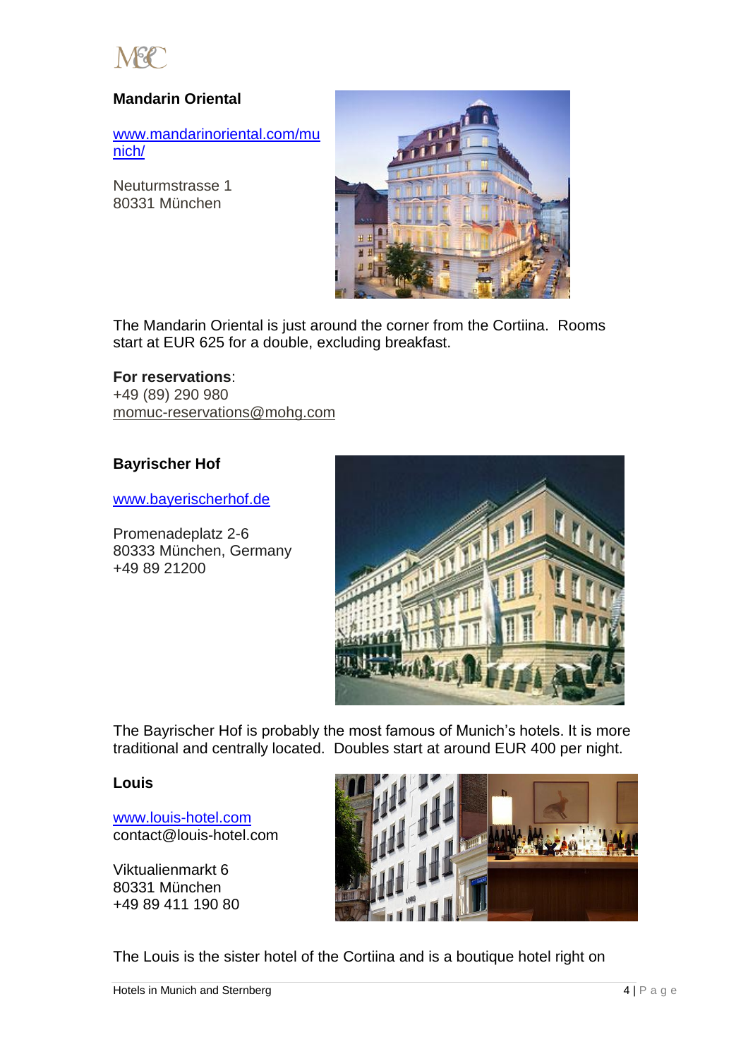### Mandarin Oriental

www.mandarinoriental.com/munich/

Neuturmstrasse 1
80331 München

The Mandarin Oriental is just around the corner from the Cortiina. Rooms start at EUR 625 for a double, excluding breakfast.

**For reservations**:
+49 (89) 290 980
momuc-reservations@mohg.com

### Bayrischer Hof

www.bayerischerhof.de

Promenadeplatz 2-6
80333 München, Germany
+49 89 21200

The Bayrischer Hof is probably the most famous of Munich's hotels. It is more traditional and centrally located. Doubles start at around EUR 400 per night.

### Louis

www.louis-hotel.com
contact@louis-hotel.com

Viktualienmarkt 6
80331 München
+49 89 411 190 80

The Louis is the sister hotel of the Cortiina and is a boutique hotel right on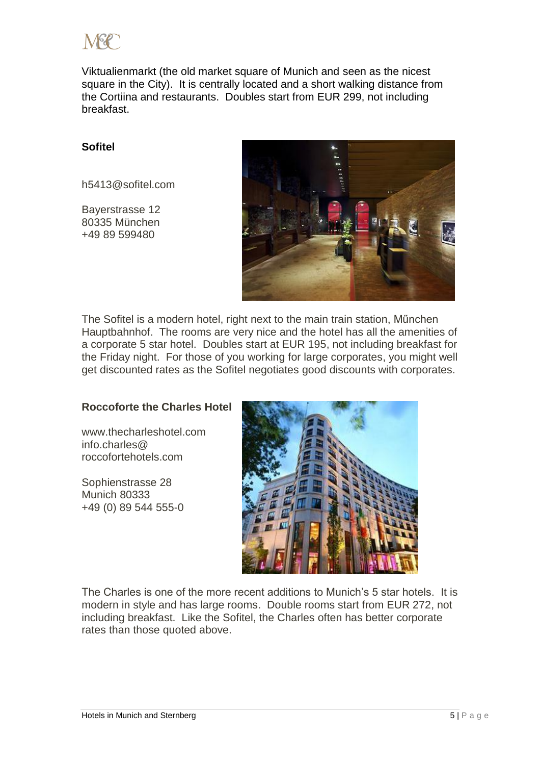Viktualienmarkt (the old market square of Munich and seen as the nicest square in the City). It is centrally located and a short walking distance from the Cortiina and restaurants. Doubles start from EUR 299, not including breakfast.

**Sofitel**

h5413@sofitel.com

Bayerstrasse 12
80335 München
+49 89 599480

The Sofitel is a modern hotel, right next to the main train station, Műnchen Hauptbahnhof. The rooms are very nice and the hotel has all the amenities of a corporate 5 star hotel. Doubles start at EUR 195, not including breakfast for the Friday night. For those of you working for large corporates, you might well get discounted rates as the Sofitel negotiates good discounts with corporates.

**Roccoforte the Charles Hotel**

www.thecharleshotel.com
info.charles@
roccofortehotels.com

Sophienstrasse 28
Munich 80333
+49 (0) 89 544 555-0

The Charles is one of the more recent additions to Munich's 5 star hotels. It is modern in style and has large rooms. Double rooms start from EUR 272, not including breakfast. Like the Sofitel, the Charles often has better corporate rates than those quoted above.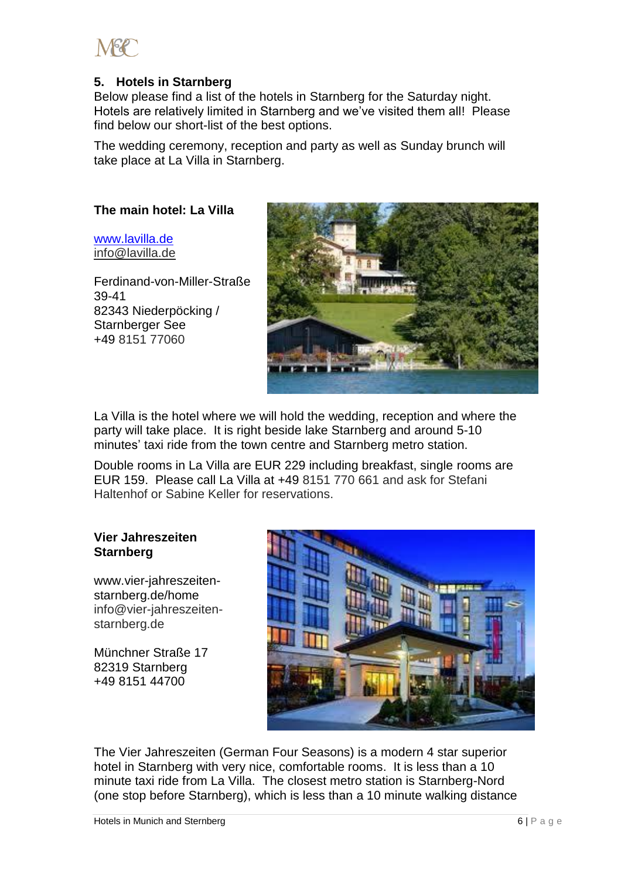## 5. Hotels in Starnberg

Below please find a list of the hotels in Starnberg for the Saturday night. Hotels are relatively limited in Starnberg and we've visited them all! Please find below our short-list of the best options.

The wedding ceremony, reception and party as well as Sunday brunch will take place at La Villa in Starnberg.

### The main hotel: La Villa

www.lavilla.de
info@lavilla.de

Ferdinand-von-Miller-Straße 39-41
82343 Niederpöcking / Starnberger See
+49 8151 77060

La Villa is the hotel where we will hold the wedding, reception and where the party will take place. It is right beside lake Starnberg and around 5-10 minutes' taxi ride from the town centre and Starnberg metro station.

Double rooms in La Villa are EUR 229 including breakfast, single rooms are EUR 159. Please call La Villa at +49 8151 770 661 and ask for Stefani Haltenhof or Sabine Keller for reservations.

### Vier Jahreszeiten Starnberg

www.vier-jahreszeiten-starnberg.de/home
info@vier-jahreszeiten-starnberg.de

Münchner Straße 17
82319 Starnberg
+49 8151 44700

The Vier Jahreszeiten (German Four Seasons) is a modern 4 star superior hotel in Starnberg with very nice, comfortable rooms. It is less than a 10 minute taxi ride from La Villa. The closest metro station is Starnberg-Nord (one stop before Starnberg), which is less than a 10 minute walking distance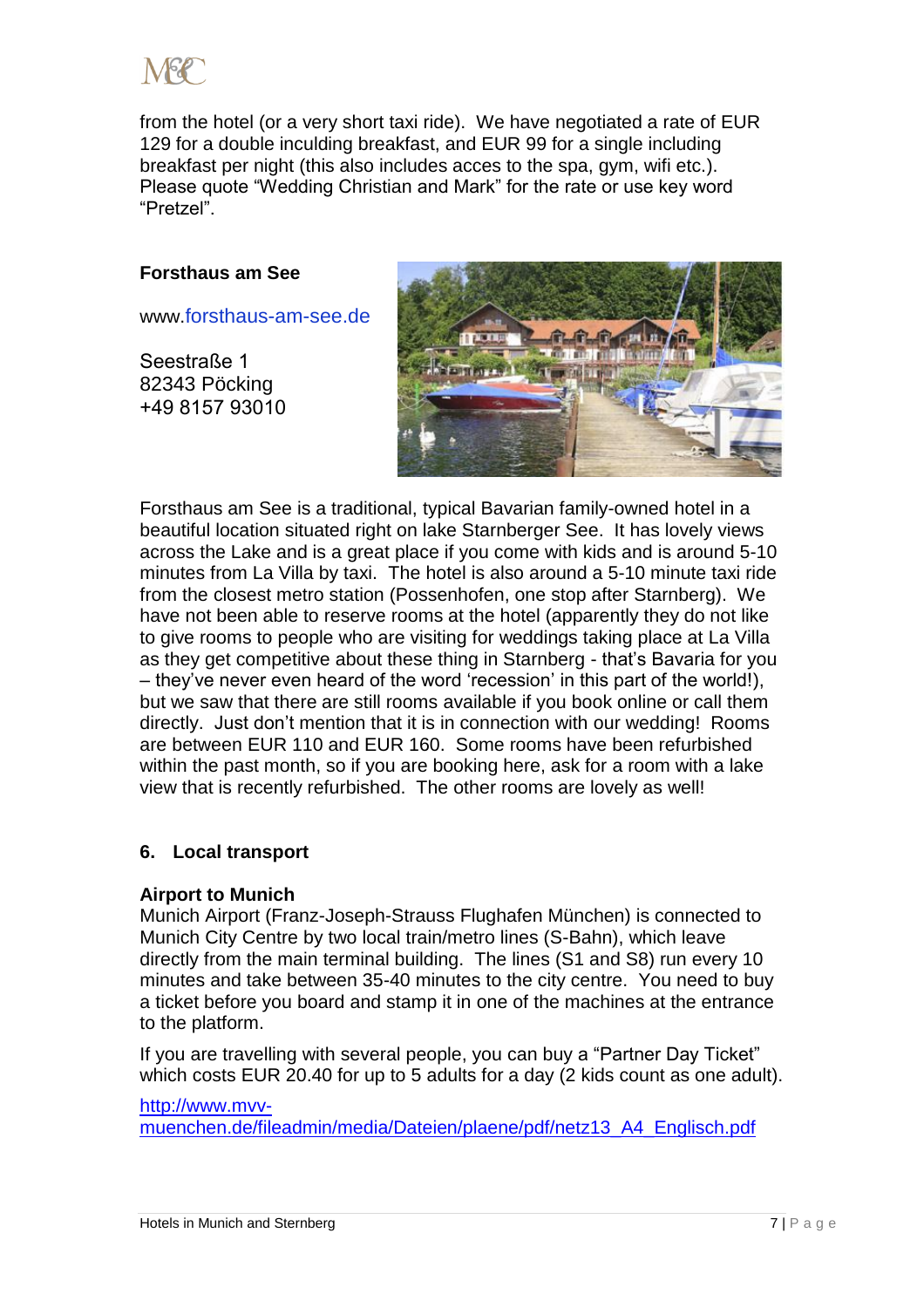from the hotel (or a very short taxi ride). We have negotiated a rate of EUR 129 for a double inculding breakfast, and EUR 99 for a single including breakfast per night (this also includes acces to the spa, gym, wifi etc.). Please quote "Wedding Christian and Mark" for the rate or use key word "Pretzel".

**Forsthaus am See**

www.forsthaus-am-see.de

Seestraße 1
82343 Pöcking
+49 8157 93010

Forsthaus am See is a traditional, typical Bavarian family-owned hotel in a beautiful location situated right on lake Starnberger See. It has lovely views across the Lake and is a great place if you come with kids and is around 5-10 minutes from La Villa by taxi. The hotel is also around a 5-10 minute taxi ride from the closest metro station (Possenhofen, one stop after Starnberg). We have not been able to reserve rooms at the hotel (apparently they do not like to give rooms to people who are visiting for weddings taking place at La Villa as they get competitive about these thing in Starnberg - that's Bavaria for you – they've never even heard of the word 'recession' in this part of the world!), but we saw that there are still rooms available if you book online or call them directly. Just don't mention that it is in connection with our wedding! Rooms are between EUR 110 and EUR 160. Some rooms have been refurbished within the past month, so if you are booking here, ask for a room with a lake view that is recently refurbished. The other rooms are lovely as well!

## 6. Local transport

**Airport to Munich**

Munich Airport (Franz-Joseph-Strauss Flughafen München) is connected to Munich City Centre by two local train/metro lines (S-Bahn), which leave directly from the main terminal building. The lines (S1 and S8) run every 10 minutes and take between 35-40 minutes to the city centre. You need to buy a ticket before you board and stamp it in one of the machines at the entrance to the platform.

If you are travelling with several people, you can buy a "Partner Day Ticket" which costs EUR 20.40 for up to 5 adults for a day (2 kids count as one adult).

http://www.mvv-muenchen.de/fileadmin/media/Dateien/plaene/pdf/netz13_A4_Englisch.pdf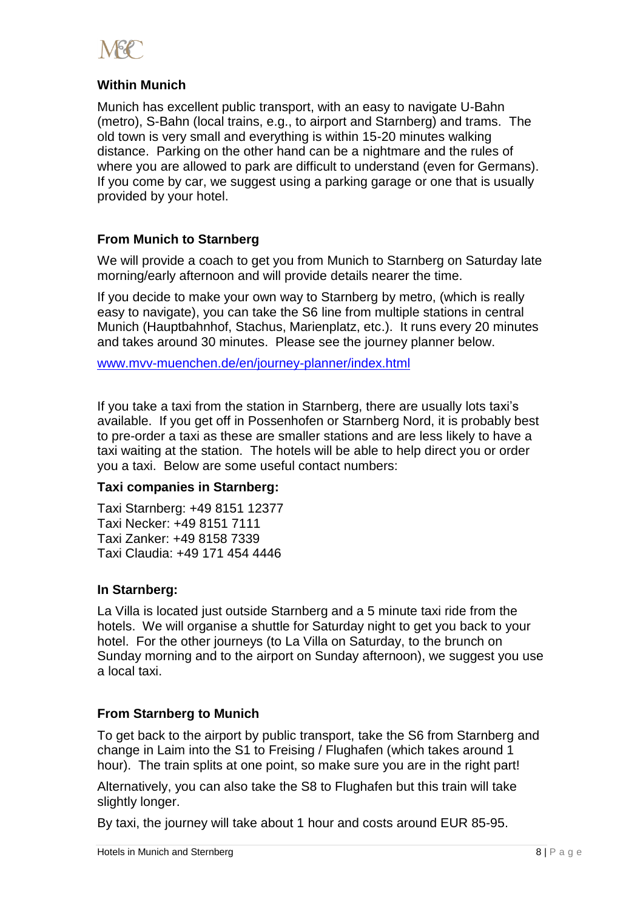### Within Munich

Munich has excellent public transport, with an easy to navigate U-Bahn (metro), S-Bahn (local trains, e.g., to airport and Starnberg) and trams. The old town is very small and everything is within 15-20 minutes walking distance. Parking on the other hand can be a nightmare and the rules of where you are allowed to park are difficult to understand (even for Germans). If you come by car, we suggest using a parking garage or one that is usually provided by your hotel.

### From Munich to Starnberg

We will provide a coach to get you from Munich to Starnberg on Saturday late morning/early afternoon and will provide details nearer the time.

If you decide to make your own way to Starnberg by metro, (which is really easy to navigate), you can take the S6 line from multiple stations in central Munich (Hauptbahnhof, Stachus, Marienplatz, etc.). It runs every 20 minutes and takes around 30 minutes. Please see the journey planner below.

www.mvv-muenchen.de/en/journey-planner/index.html

If you take a taxi from the station in Starnberg, there are usually lots taxi's available. If you get off in Possenhofen or Starnberg Nord, it is probably best to pre-order a taxi as these are smaller stations and are less likely to have a taxi waiting at the station. The hotels will be able to help direct you or order you a taxi. Below are some useful contact numbers:

**Taxi companies in Starnberg:**

Taxi Starnberg: +49 8151 12377
Taxi Necker: +49 8151 7111
Taxi Zanker: +49 8158 7339
Taxi Claudia: +49 171 454 4446

### In Starnberg:

La Villa is located just outside Starnberg and a 5 minute taxi ride from the hotels. We will organise a shuttle for Saturday night to get you back to your hotel. For the other journeys (to La Villa on Saturday, to the brunch on Sunday morning and to the airport on Sunday afternoon), we suggest you use a local taxi.

### From Starnberg to Munich

To get back to the airport by public transport, take the S6 from Starnberg and change in Laim into the S1 to Freising / Flughafen (which takes around 1 hour). The train splits at one point, so make sure you are in the right part!

Alternatively, you can also take the S8 to Flughafen but this train will take slightly longer.

By taxi, the journey will take about 1 hour and costs around EUR 85-95.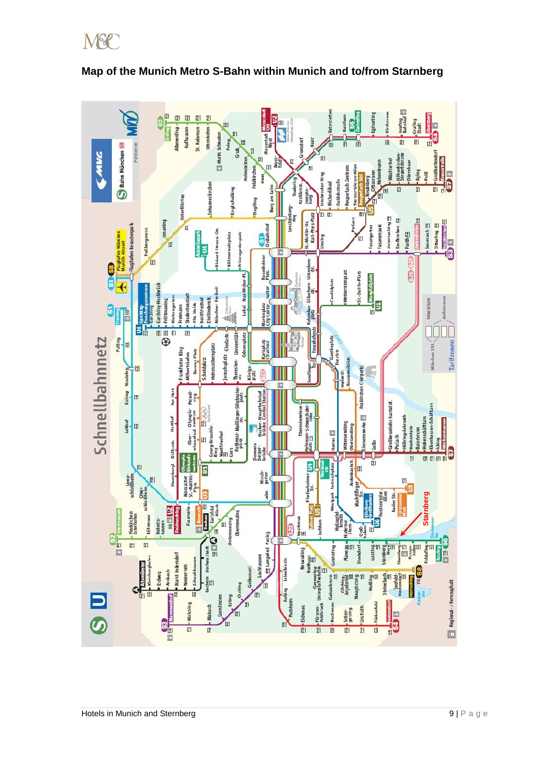## Map of the Munich Metro S-Bahn within Munich and to/from Starnberg